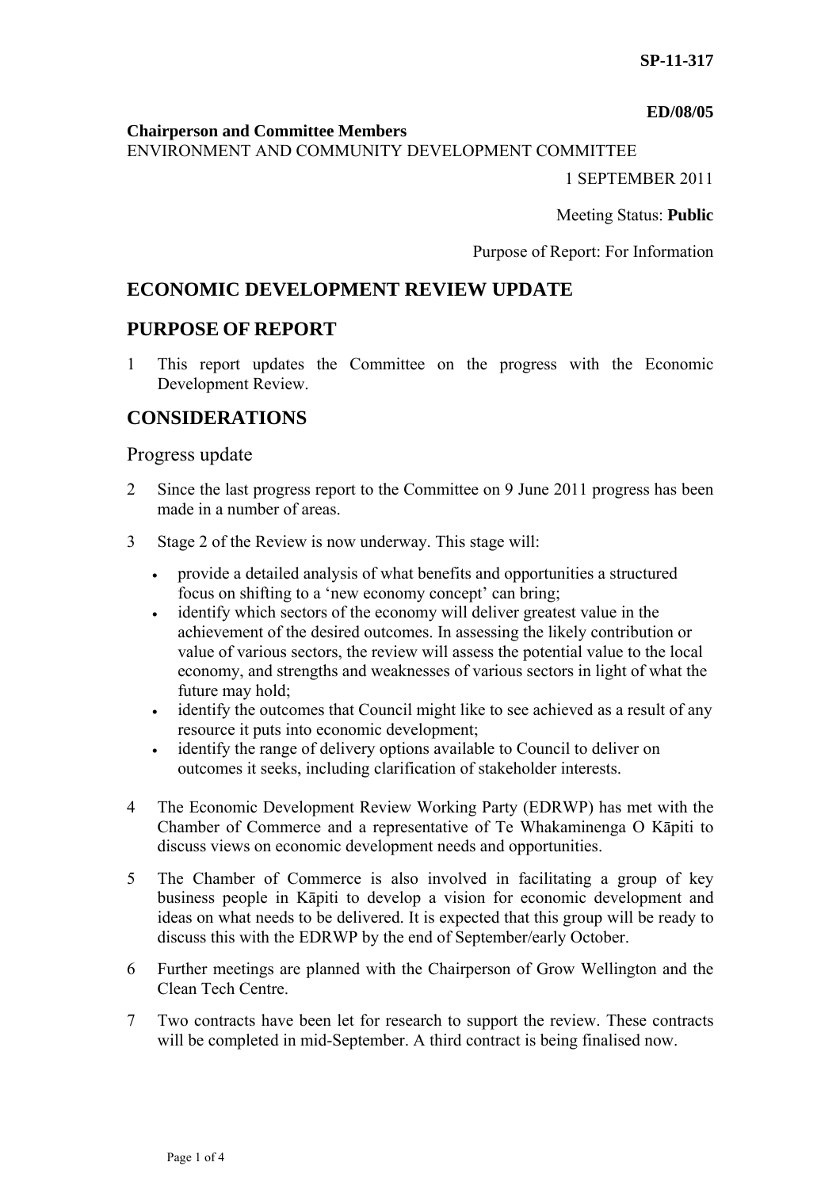**SP-11-317**

**ED/08/05**

**Chairperson and Committee Members**
ENVIRONMENT AND COMMUNITY DEVELOPMENT COMMITTEE

1 SEPTEMBER 2011

Meeting Status: **Public**

Purpose of Report: For Information

## ECONOMIC DEVELOPMENT REVIEW UPDATE

## PURPOSE OF REPORT

1 This report updates the Committee on the progress with the Economic Development Review.

## CONSIDERATIONS

### Progress update

2 Since the last progress report to the Committee on 9 June 2011 progress has been made in a number of areas.

3 Stage 2 of the Review is now underway. This stage will:

- provide a detailed analysis of what benefits and opportunities a structured focus on shifting to a 'new economy concept' can bring;
- identify which sectors of the economy will deliver greatest value in the achievement of the desired outcomes. In assessing the likely contribution or value of various sectors, the review will assess the potential value to the local economy, and strengths and weaknesses of various sectors in light of what the future may hold;
- identify the outcomes that Council might like to see achieved as a result of any resource it puts into economic development;
- identify the range of delivery options available to Council to deliver on outcomes it seeks, including clarification of stakeholder interests.

4 The Economic Development Review Working Party (EDRWP) has met with the Chamber of Commerce and a representative of Te Whakaminenga O Kāpiti to discuss views on economic development needs and opportunities.

5 The Chamber of Commerce is also involved in facilitating a group of key business people in Kāpiti to develop a vision for economic development and ideas on what needs to be delivered. It is expected that this group will be ready to discuss this with the EDRWP by the end of September/early October.

6 Further meetings are planned with the Chairperson of Grow Wellington and the Clean Tech Centre.

7 Two contracts have been let for research to support the review. These contracts will be completed in mid-September. A third contract is being finalised now.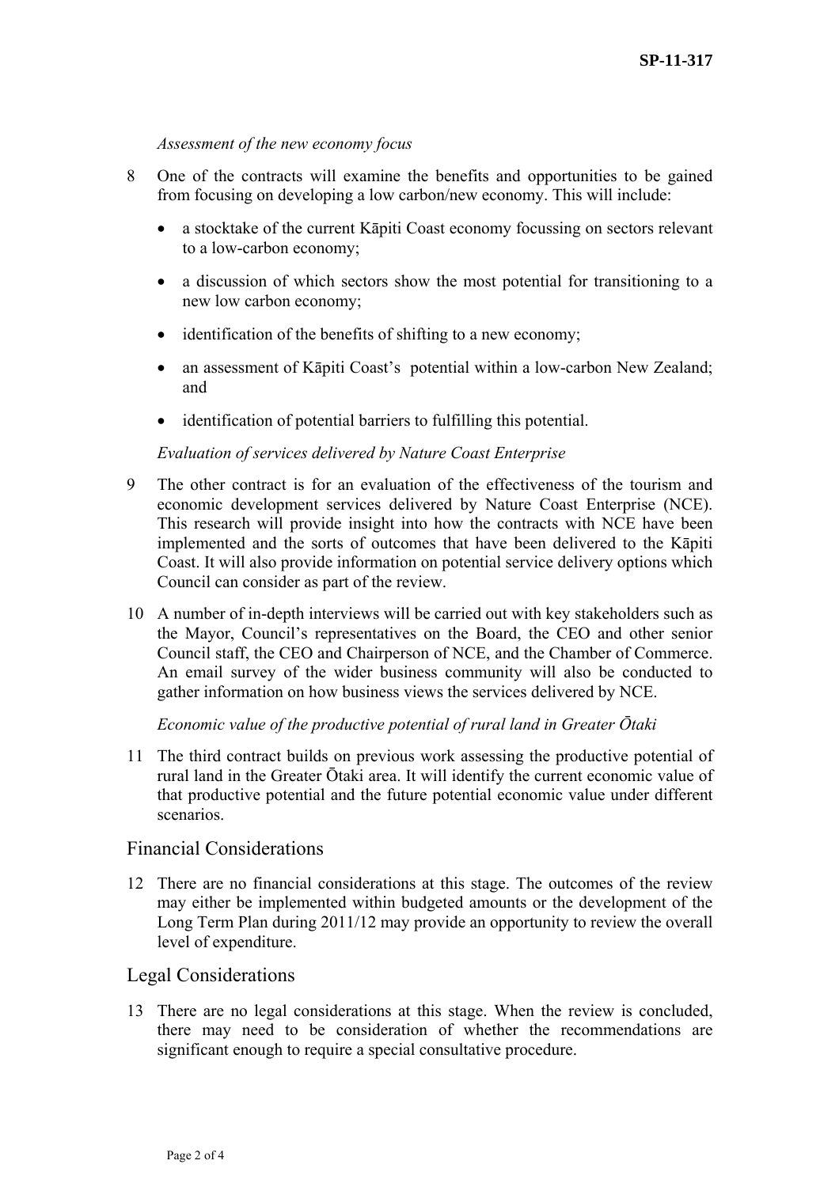*Assessment of the new economy focus*

8 One of the contracts will examine the benefits and opportunities to be gained from focusing on developing a low carbon/new economy. This will include:

- a stocktake of the current Kāpiti Coast economy focussing on sectors relevant to a low-carbon economy;
- a discussion of which sectors show the most potential for transitioning to a new low carbon economy;
- identification of the benefits of shifting to a new economy;
- an assessment of Kāpiti Coast's potential within a low-carbon New Zealand; and
- identification of potential barriers to fulfilling this potential.

*Evaluation of services delivered by Nature Coast Enterprise*

9 The other contract is for an evaluation of the effectiveness of the tourism and economic development services delivered by Nature Coast Enterprise (NCE). This research will provide insight into how the contracts with NCE have been implemented and the sorts of outcomes that have been delivered to the Kāpiti Coast. It will also provide information on potential service delivery options which Council can consider as part of the review.

10 A number of in-depth interviews will be carried out with key stakeholders such as the Mayor, Council's representatives on the Board, the CEO and other senior Council staff, the CEO and Chairperson of NCE, and the Chamber of Commerce. An email survey of the wider business community will also be conducted to gather information on how business views the services delivered by NCE.

*Economic value of the productive potential of rural land in Greater Ōtaki*

11 The third contract builds on previous work assessing the productive potential of rural land in the Greater Ōtaki area. It will identify the current economic value of that productive potential and the future potential economic value under different scenarios.

## Financial Considerations

12 There are no financial considerations at this stage. The outcomes of the review may either be implemented within budgeted amounts or the development of the Long Term Plan during 2011/12 may provide an opportunity to review the overall level of expenditure.

## Legal Considerations

13 There are no legal considerations at this stage. When the review is concluded, there may need to be consideration of whether the recommendations are significant enough to require a special consultative procedure.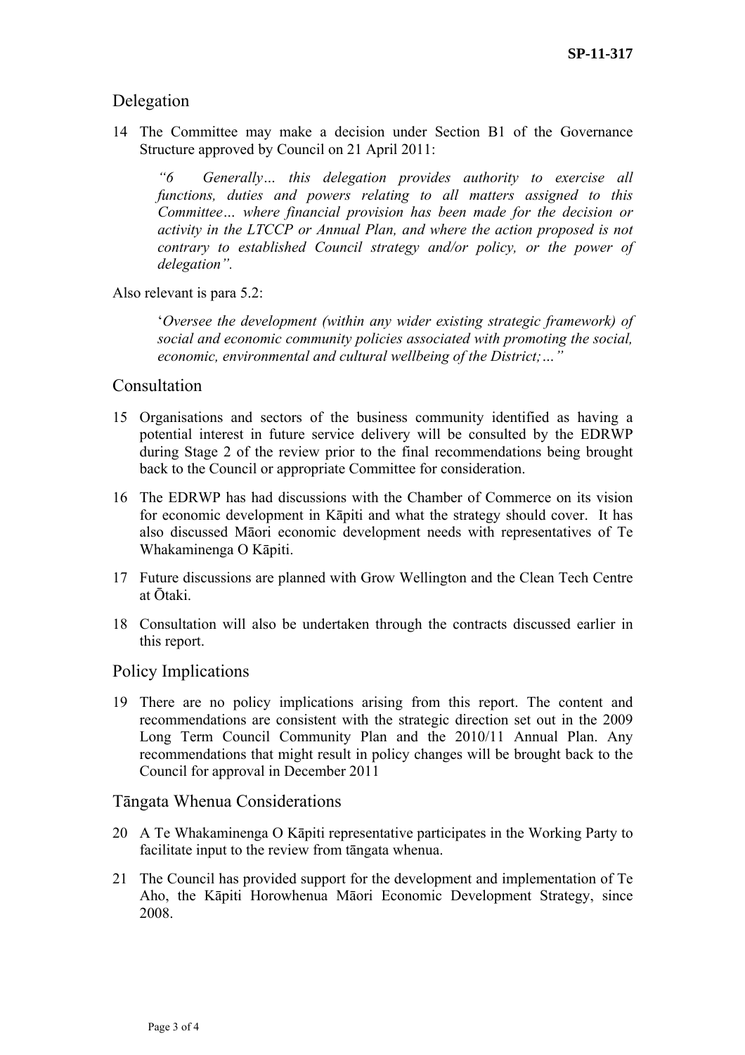## Delegation

14 The Committee may make a decision under Section B1 of the Governance Structure approved by Council on 21 April 2011:

> *"6 Generally… this delegation provides authority to exercise all functions, duties and powers relating to all matters assigned to this Committee… where financial provision has been made for the decision or activity in the LTCCP or Annual Plan, and where the action proposed is not contrary to established Council strategy and/or policy, or the power of delegation".*

Also relevant is para 5.2:

> '*Oversee the development (within any wider existing strategic framework) of social and economic community policies associated with promoting the social, economic, environmental and cultural wellbeing of the District;…"*

## Consultation

15 Organisations and sectors of the business community identified as having a potential interest in future service delivery will be consulted by the EDRWP during Stage 2 of the review prior to the final recommendations being brought back to the Council or appropriate Committee for consideration.

16 The EDRWP has had discussions with the Chamber of Commerce on its vision for economic development in Kāpiti and what the strategy should cover. It has also discussed Māori economic development needs with representatives of Te Whakaminenga O Kāpiti.

17 Future discussions are planned with Grow Wellington and the Clean Tech Centre at Ōtaki.

18 Consultation will also be undertaken through the contracts discussed earlier in this report.

## Policy Implications

19 There are no policy implications arising from this report. The content and recommendations are consistent with the strategic direction set out in the 2009 Long Term Council Community Plan and the 2010/11 Annual Plan. Any recommendations that might result in policy changes will be brought back to the Council for approval in December 2011

## Tāngata Whenua Considerations

20 A Te Whakaminenga O Kāpiti representative participates in the Working Party to facilitate input to the review from tāngata whenua.

21 The Council has provided support for the development and implementation of Te Aho, the Kāpiti Horowhenua Māori Economic Development Strategy, since 2008.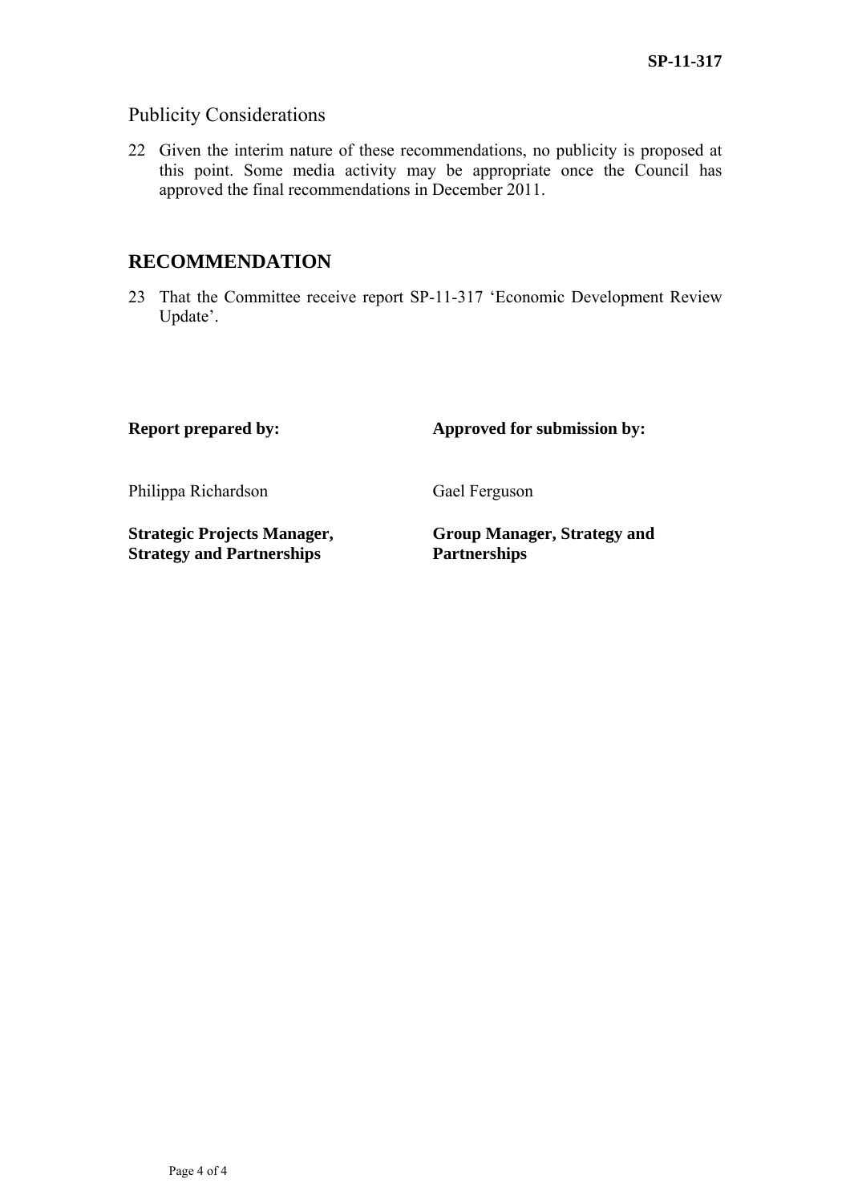## Publicity Considerations

22 Given the interim nature of these recommendations, no publicity is proposed at this point. Some media activity may be appropriate once the Council has approved the final recommendations in December 2011.

# RECOMMENDATION

23 That the Committee receive report SP-11-317 'Economic Development Review Update'.

| | |
|---|---|
| **Report prepared by:** | **Approved for submission by:** |
| Philippa Richardson | Gael Ferguson |
| **Strategic Projects Manager, Strategy and Partnerships** | **Group Manager, Strategy and Partnerships** |